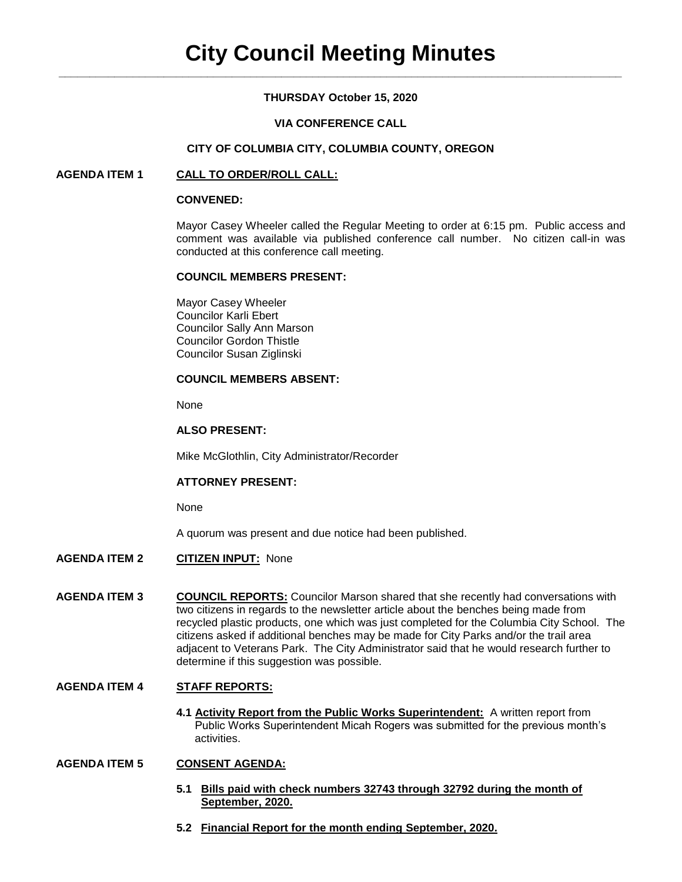# City Council Meeting Minutes

**THURSDAY October 15, 2020**

**VIA CONFERENCE CALL**

**CITY OF COLUMBIA CITY, COLUMBIA COUNTY, OREGON**

**AGENDA ITEM 1 CALL TO ORDER/ROLL CALL:**

**CONVENED:**

Mayor Casey Wheeler called the Regular Meeting to order at 6:15 pm. Public access and comment was available via published conference call number. No citizen call-in was conducted at this conference call meeting.

**COUNCIL MEMBERS PRESENT:**

Mayor Casey Wheeler
Councilor Karli Ebert
Councilor Sally Ann Marson
Councilor Gordon Thistle
Councilor Susan Ziglinski

**COUNCIL MEMBERS ABSENT:**

None

**ALSO PRESENT:**

Mike McGlothlin, City Administrator/Recorder

**ATTORNEY PRESENT:**

None

A quorum was present and due notice had been published.

**AGENDA ITEM 2 CITIZEN INPUT:** None

**AGENDA ITEM 3 COUNCIL REPORTS:** Councilor Marson shared that she recently had conversations with two citizens in regards to the newsletter article about the benches being made from recycled plastic products, one which was just completed for the Columbia City School. The citizens asked if additional benches may be made for City Parks and/or the trail area adjacent to Veterans Park. The City Administrator said that he would research further to determine if this suggestion was possible.

**AGENDA ITEM 4 STAFF REPORTS:**

**4.1 Activity Report from the Public Works Superintendent:** A written report from Public Works Superintendent Micah Rogers was submitted for the previous month's activities.

**AGENDA ITEM 5 CONSENT AGENDA:**

**5.1 Bills paid with check numbers 32743 through 32792 during the month of September, 2020.**

**5.2 Financial Report for the month ending September, 2020.**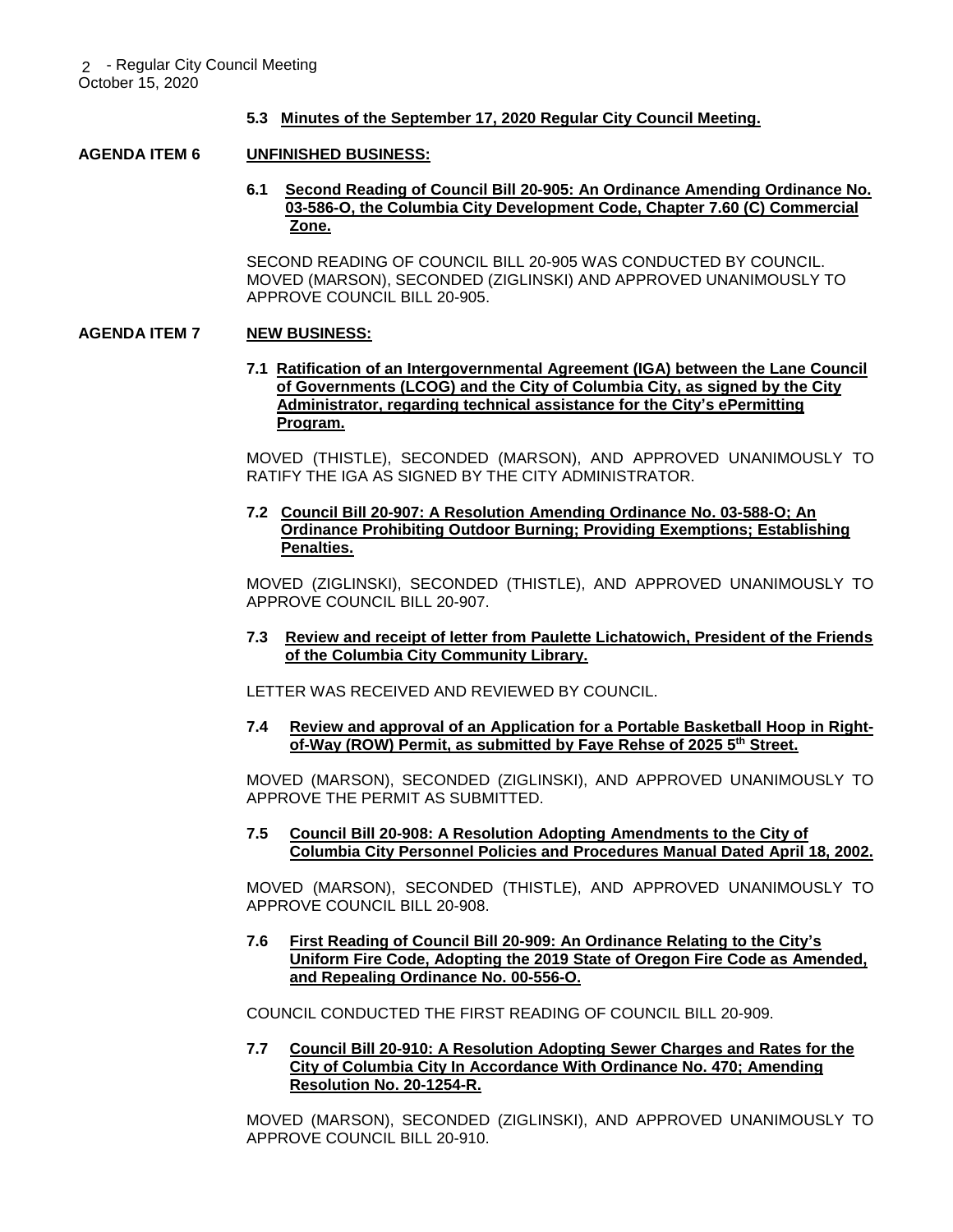**5.3 Minutes of the September 17, 2020 Regular City Council Meeting.**

**AGENDA ITEM 6 UNFINISHED BUSINESS:**

**6.1 Second Reading of Council Bill 20-905: An Ordinance Amending Ordinance No. 03-586-O, the Columbia City Development Code, Chapter 7.60 (C) Commercial Zone.**

SECOND READING OF COUNCIL BILL 20-905 WAS CONDUCTED BY COUNCIL. MOVED (MARSON), SECONDED (ZIGLINSKI) AND APPROVED UNANIMOUSLY TO APPROVE COUNCIL BILL 20-905.

**AGENDA ITEM 7 NEW BUSINESS:**

**7.1 Ratification of an Intergovernmental Agreement (IGA) between the Lane Council of Governments (LCOG) and the City of Columbia City, as signed by the City Administrator, regarding technical assistance for the City's ePermitting Program.**

MOVED (THISTLE), SECONDED (MARSON), AND APPROVED UNANIMOUSLY TO RATIFY THE IGA AS SIGNED BY THE CITY ADMINISTRATOR.

**7.2 Council Bill 20-907: A Resolution Amending Ordinance No. 03-588-O; An Ordinance Prohibiting Outdoor Burning; Providing Exemptions; Establishing Penalties.**

MOVED (ZIGLINSKI), SECONDED (THISTLE), AND APPROVED UNANIMOUSLY TO APPROVE COUNCIL BILL 20-907.

**7.3 Review and receipt of letter from Paulette Lichatowich, President of the Friends of the Columbia City Community Library.**

LETTER WAS RECEIVED AND REVIEWED BY COUNCIL.

**7.4 Review and approval of an Application for a Portable Basketball Hoop in Right-of-Way (ROW) Permit, as submitted by Faye Rehse of 2025 5th Street.**

MOVED (MARSON), SECONDED (ZIGLINSKI), AND APPROVED UNANIMOUSLY TO APPROVE THE PERMIT AS SUBMITTED.

**7.5 Council Bill 20-908: A Resolution Adopting Amendments to the City of Columbia City Personnel Policies and Procedures Manual Dated April 18, 2002.**

MOVED (MARSON), SECONDED (THISTLE), AND APPROVED UNANIMOUSLY TO APPROVE COUNCIL BILL 20-908.

**7.6 First Reading of Council Bill 20-909: An Ordinance Relating to the City's Uniform Fire Code, Adopting the 2019 State of Oregon Fire Code as Amended, and Repealing Ordinance No. 00-556-O.**

COUNCIL CONDUCTED THE FIRST READING OF COUNCIL BILL 20-909.

**7.7 Council Bill 20-910: A Resolution Adopting Sewer Charges and Rates for the City of Columbia City In Accordance With Ordinance No. 470; Amending Resolution No. 20-1254-R.**

MOVED (MARSON), SECONDED (ZIGLINSKI), AND APPROVED UNANIMOUSLY TO APPROVE COUNCIL BILL 20-910.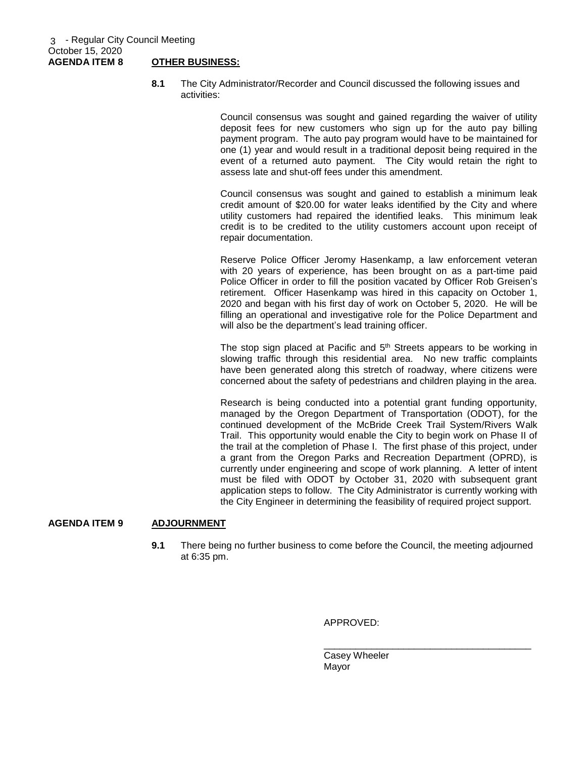**AGENDA ITEM 8 OTHER BUSINESS:**

**8.1** The City Administrator/Recorder and Council discussed the following issues and activities:

Council consensus was sought and gained regarding the waiver of utility deposit fees for new customers who sign up for the auto pay billing payment program. The auto pay program would have to be maintained for one (1) year and would result in a traditional deposit being required in the event of a returned auto payment. The City would retain the right to assess late and shut-off fees under this amendment.

Council consensus was sought and gained to establish a minimum leak credit amount of $20.00 for water leaks identified by the City and where utility customers had repaired the identified leaks. This minimum leak credit is to be credited to the utility customers account upon receipt of repair documentation.

Reserve Police Officer Jeromy Hasenkamp, a law enforcement veteran with 20 years of experience, has been brought on as a part-time paid Police Officer in order to fill the position vacated by Officer Rob Greisen's retirement. Officer Hasenkamp was hired in this capacity on October 1, 2020 and began with his first day of work on October 5, 2020. He will be filling an operational and investigative role for the Police Department and will also be the department's lead training officer.

The stop sign placed at Pacific and 5th Streets appears to be working in slowing traffic through this residential area. No new traffic complaints have been generated along this stretch of roadway, where citizens were concerned about the safety of pedestrians and children playing in the area.

Research is being conducted into a potential grant funding opportunity, managed by the Oregon Department of Transportation (ODOT), for the continued development of the McBride Creek Trail System/Rivers Walk Trail. This opportunity would enable the City to begin work on Phase II of the trail at the completion of Phase I. The first phase of this project, under a grant from the Oregon Parks and Recreation Department (OPRD), is currently under engineering and scope of work planning. A letter of intent must be filed with ODOT by October 31, 2020 with subsequent grant application steps to follow. The City Administrator is currently working with the City Engineer in determining the feasibility of required project support.

**AGENDA ITEM 9 ADJOURNMENT**

**9.1** There being no further business to come before the Council, the meeting adjourned at 6:35 pm.

APPROVED:

\_\_\_\_\_\_\_\_\_\_\_\_\_\_\_\_\_\_\_\_\_\_\_\_\_\_\_\_\_\_\_\_\_\_\_\_\_\_

Casey Wheeler
Mayor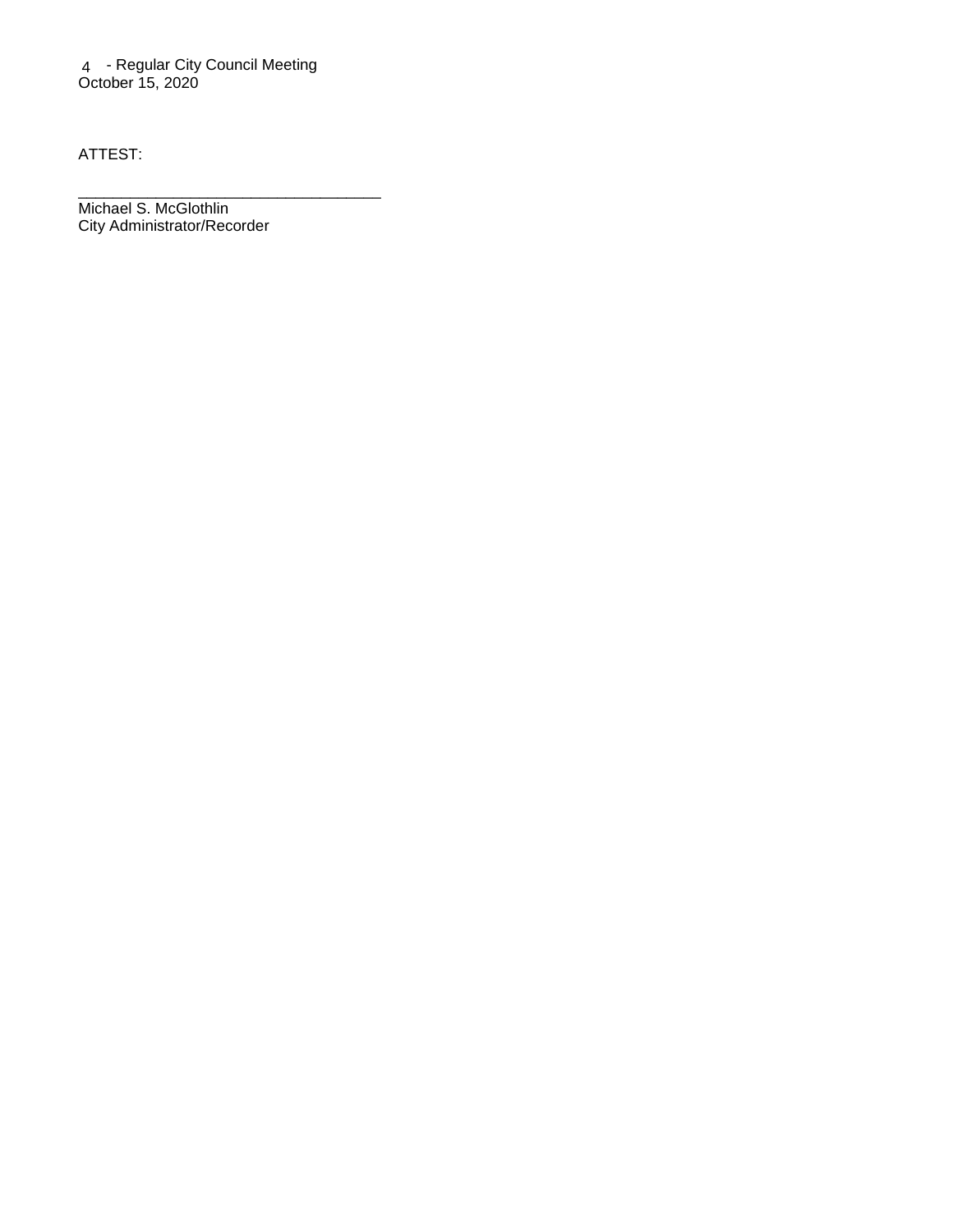ATTEST:

___________________________________
Michael S. McGlothlin
City Administrator/Recorder